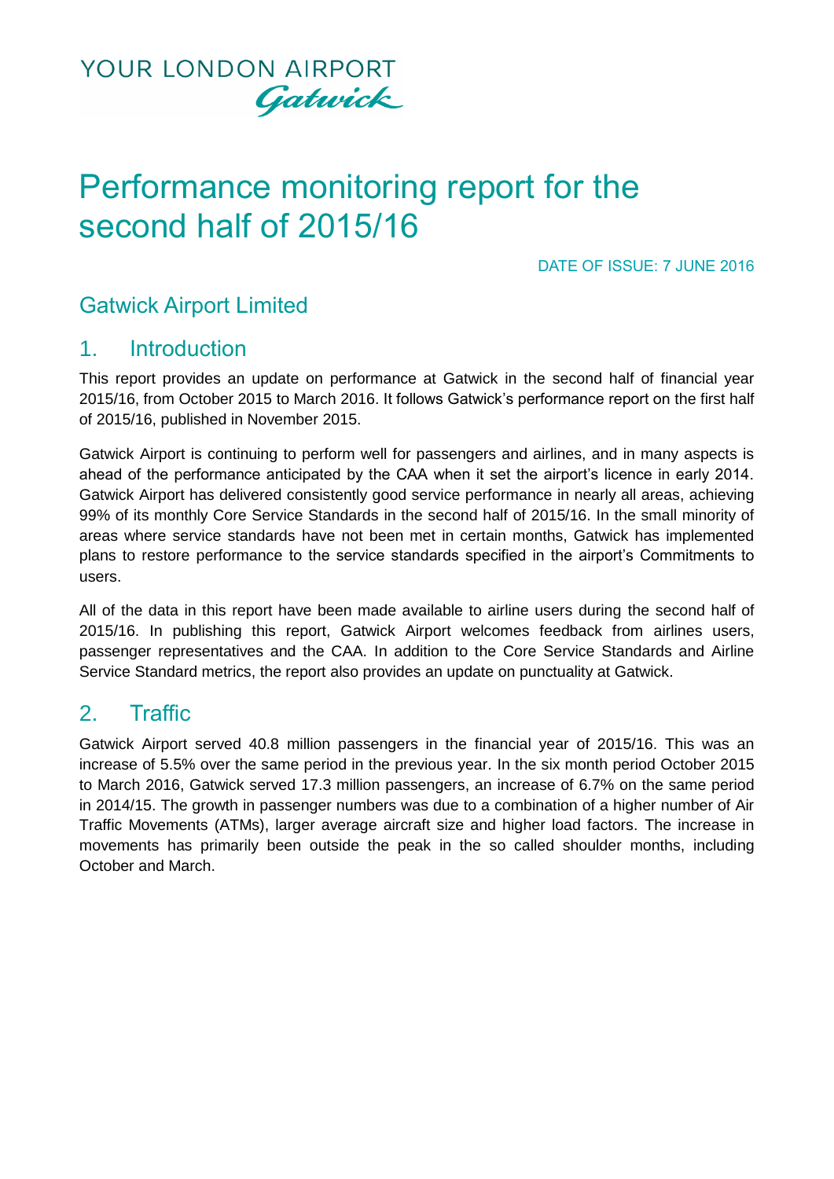YOUR LONDON AIRPORT
Gatwick

# Performance monitoring report for the second half of 2015/16

DATE OF ISSUE: 7 JUNE 2016

## Gatwick Airport Limited

## 1. Introduction

This report provides an update on performance at Gatwick in the second half of financial year 2015/16, from October 2015 to March 2016. It follows Gatwick's performance report on the first half of 2015/16, published in November 2015.

Gatwick Airport is continuing to perform well for passengers and airlines, and in many aspects is ahead of the performance anticipated by the CAA when it set the airport's licence in early 2014. Gatwick Airport has delivered consistently good service performance in nearly all areas, achieving 99% of its monthly Core Service Standards in the second half of 2015/16. In the small minority of areas where service standards have not been met in certain months, Gatwick has implemented plans to restore performance to the service standards specified in the airport's Commitments to users.

All of the data in this report have been made available to airline users during the second half of 2015/16. In publishing this report, Gatwick Airport welcomes feedback from airlines users, passenger representatives and the CAA. In addition to the Core Service Standards and Airline Service Standard metrics, the report also provides an update on punctuality at Gatwick.

## 2. Traffic

Gatwick Airport served 40.8 million passengers in the financial year of 2015/16. This was an increase of 5.5% over the same period in the previous year. In the six month period October 2015 to March 2016, Gatwick served 17.3 million passengers, an increase of 6.7% on the same period in 2014/15. The growth in passenger numbers was due to a combination of a higher number of Air Traffic Movements (ATMs), larger average aircraft size and higher load factors. The increase in movements has primarily been outside the peak in the so called shoulder months, including October and March.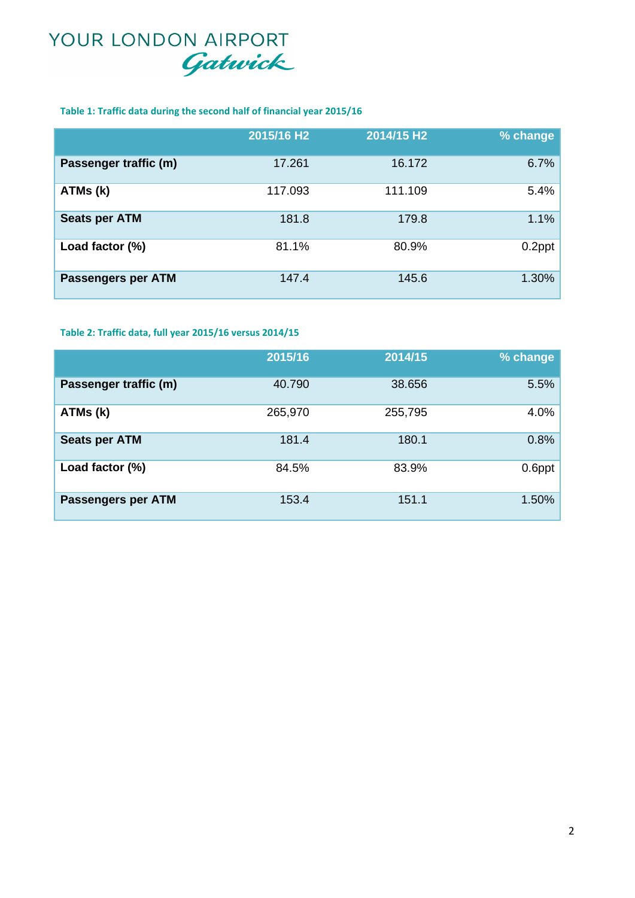YOUR LONDON AIRPORT
Gatwick

**Table 1: Traffic data during the second half of financial year 2015/16**

| | 2015/16 H2 | 2014/15 H2 | % change |
|---|---|---|---|
| **Passenger traffic (m)** | 17.261 | 16.172 | 6.7% |
| **ATMs (k)** | 117.093 | 111.109 | 5.4% |
| **Seats per ATM** | 181.8 | 179.8 | 1.1% |
| **Load factor (%)** | 81.1% | 80.9% | 0.2ppt |
| **Passengers per ATM** | 147.4 | 145.6 | 1.30% |

**Table 2: Traffic data, full year 2015/16 versus 2014/15**

| | 2015/16 | 2014/15 | % change |
|---|---|---|---|
| **Passenger traffic (m)** | 40.790 | 38.656 | 5.5% |
| **ATMs (k)** | 265,970 | 255,795 | 4.0% |
| **Seats per ATM** | 181.4 | 180.1 | 0.8% |
| **Load factor (%)** | 84.5% | 83.9% | 0.6ppt |
| **Passengers per ATM** | 153.4 | 151.1 | 1.50% |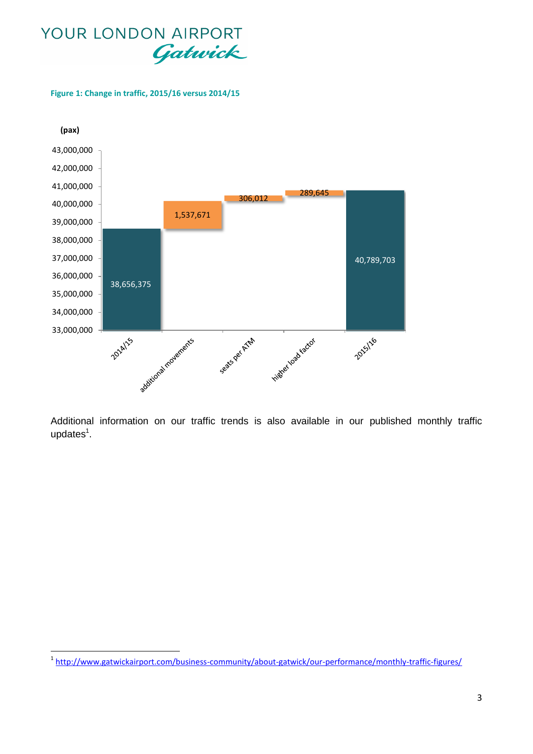YOUR LONDON AIRPORT
*Gatwick*

**Figure 1: Change in traffic, 2015/16 versus 2014/15**

(pax)

| | 2014/15 | additional movements | seats per ATM | higher load factor | 2015/16 |
|---|---|---|---|---|---|
| pax | 38,656,375 | 1,537,671 | 306,012 | 289,645 | 40,789,703 |

Additional information on our traffic trends is also available in our published monthly traffic updates[1].

[1] http://www.gatwickairport.com/business-community/about-gatwick/our-performance/monthly-traffic-figures/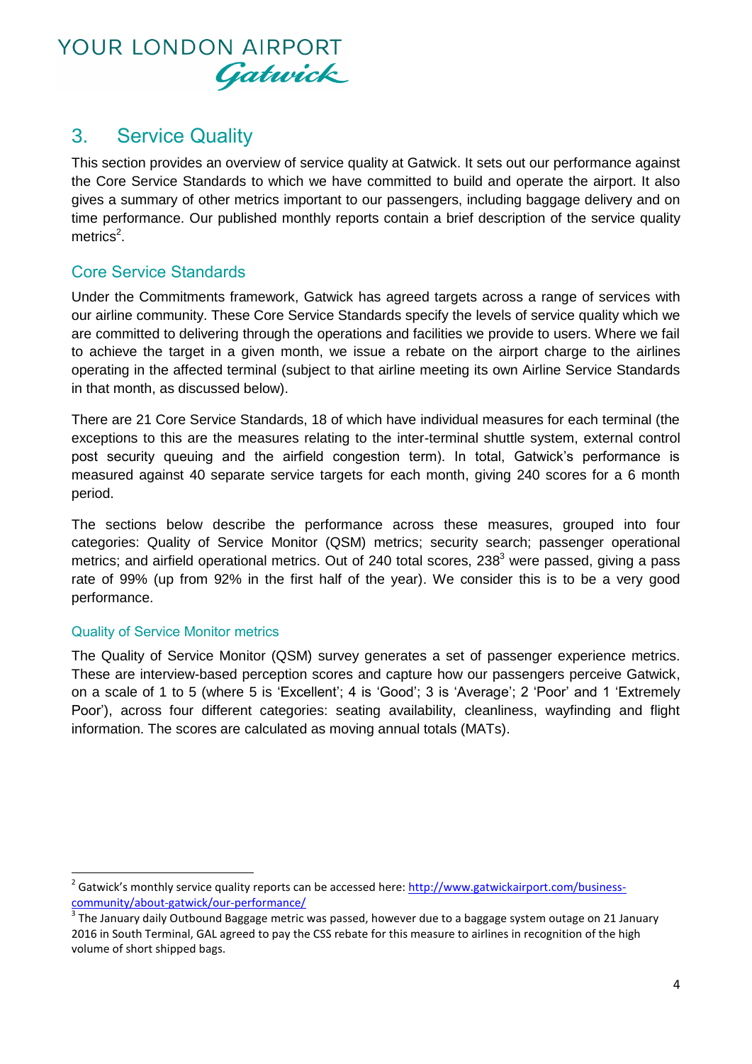## 3. Service Quality

This section provides an overview of service quality at Gatwick. It sets out our performance against the Core Service Standards to which we have committed to build and operate the airport. It also gives a summary of other metrics important to our passengers, including baggage delivery and on time performance. Our published monthly reports contain a brief description of the service quality metrics[2].

### Core Service Standards

Under the Commitments framework, Gatwick has agreed targets across a range of services with our airline community. These Core Service Standards specify the levels of service quality which we are committed to delivering through the operations and facilities we provide to users. Where we fail to achieve the target in a given month, we issue a rebate on the airport charge to the airlines operating in the affected terminal (subject to that airline meeting its own Airline Service Standards in that month, as discussed below).

There are 21 Core Service Standards, 18 of which have individual measures for each terminal (the exceptions to this are the measures relating to the inter-terminal shuttle system, external control post security queuing and the airfield congestion term). In total, Gatwick's performance is measured against 40 separate service targets for each month, giving 240 scores for a 6 month period.

The sections below describe the performance across these measures, grouped into four categories: Quality of Service Monitor (QSM) metrics; security search; passenger operational metrics; and airfield operational metrics. Out of 240 total scores, 238[3] were passed, giving a pass rate of 99% (up from 92% in the first half of the year). We consider this is to be a very good performance.

#### Quality of Service Monitor metrics

The Quality of Service Monitor (QSM) survey generates a set of passenger experience metrics. These are interview-based perception scores and capture how our passengers perceive Gatwick, on a scale of 1 to 5 (where 5 is 'Excellent'; 4 is 'Good'; 3 is 'Average'; 2 'Poor' and 1 'Extremely Poor'), across four different categories: seating availability, cleanliness, wayfinding and flight information. The scores are calculated as moving annual totals (MATs).

---

[2] Gatwick's monthly service quality reports can be accessed here: http://www.gatwickairport.com/business-community/about-gatwick/our-performance/

[3] The January daily Outbound Baggage metric was passed, however due to a baggage system outage on 21 January 2016 in South Terminal, GAL agreed to pay the CSS rebate for this measure to airlines in recognition of the high volume of short shipped bags.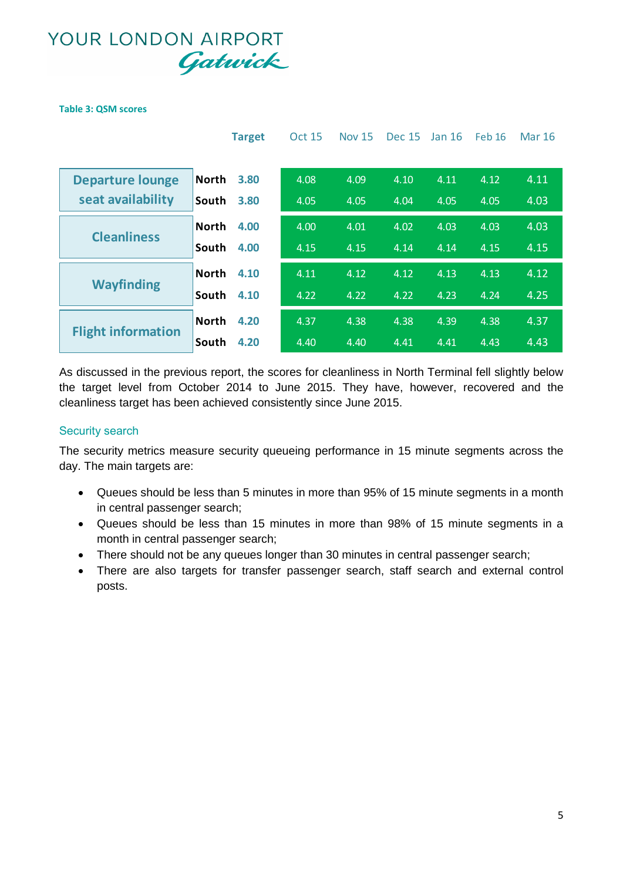**Table 3: QSM scores**

| | | Target | Oct 15 | Nov 15 | Dec 15 | Jan 16 | Feb 16 | Mar 16 |
|---|---|---|---|---|---|---|---|---|
| Departure lounge seat availability | North | 3.80 | 4.08 | 4.09 | 4.10 | 4.11 | 4.12 | 4.11 |
| | South | 3.80 | 4.05 | 4.05 | 4.04 | 4.05 | 4.05 | 4.03 |
| Cleanliness | North | 4.00 | 4.00 | 4.01 | 4.02 | 4.03 | 4.03 | 4.03 |
| | South | 4.00 | 4.15 | 4.15 | 4.14 | 4.14 | 4.15 | 4.15 |
| Wayfinding | North | 4.10 | 4.11 | 4.12 | 4.12 | 4.13 | 4.13 | 4.12 |
| | South | 4.10 | 4.22 | 4.22 | 4.22 | 4.23 | 4.24 | 4.25 |
| Flight information | North | 4.20 | 4.37 | 4.38 | 4.38 | 4.39 | 4.38 | 4.37 |
| | South | 4.20 | 4.40 | 4.40 | 4.41 | 4.41 | 4.43 | 4.43 |

As discussed in the previous report, the scores for cleanliness in North Terminal fell slightly below the target level from October 2014 to June 2015. They have, however, recovered and the cleanliness target has been achieved consistently since June 2015.

### Security search

The security metrics measure security queueing performance in 15 minute segments across the day. The main targets are:

- Queues should be less than 5 minutes in more than 95% of 15 minute segments in a month in central passenger search;
- Queues should be less than 15 minutes in more than 98% of 15 minute segments in a month in central passenger search;
- There should not be any queues longer than 30 minutes in central passenger search;
- There are also targets for transfer passenger search, staff search and external control posts.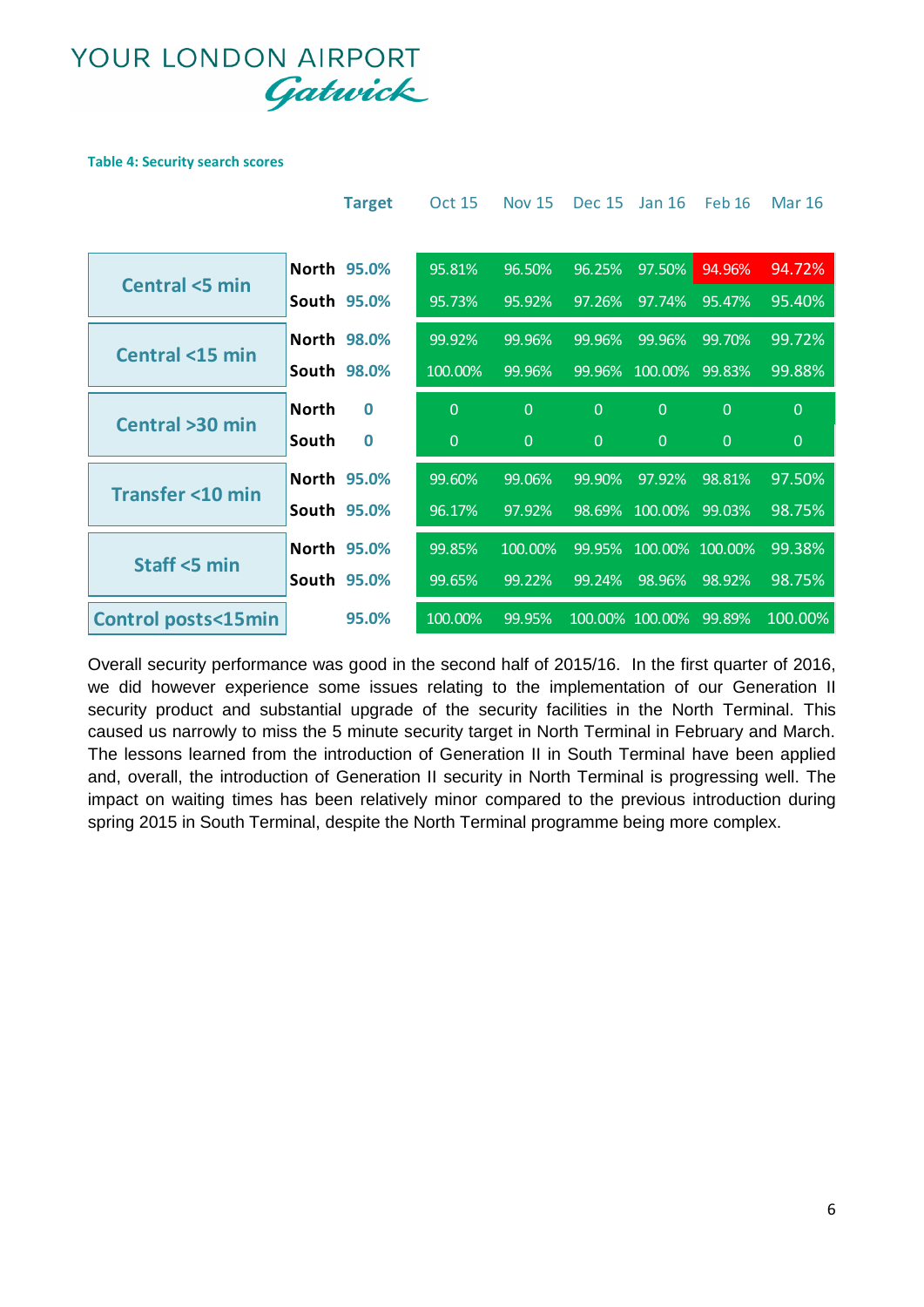**Table 4: Security search scores**

| | | Target | Oct 15 | Nov 15 | Dec 15 | Jan 16 | Feb 16 | Mar 16 |
|---|---|---|---|---|---|---|---|---|
| Central <5 min | North | 95.0% | 95.81% | 96.50% | 96.25% | 97.50% | 94.96% | 94.72% |
| | South | 95.0% | 95.73% | 95.92% | 97.26% | 97.74% | 95.47% | 95.40% |
| Central <15 min | North | 98.0% | 99.92% | 99.96% | 99.96% | 99.96% | 99.70% | 99.72% |
| | South | 98.0% | 100.00% | 99.96% | 99.96% | 100.00% | 99.83% | 99.88% |
| Central >30 min | North | 0 | 0 | 0 | 0 | 0 | 0 | 0 |
| | South | 0 | 0 | 0 | 0 | 0 | 0 | 0 |
| Transfer <10 min | North | 95.0% | 99.60% | 99.06% | 99.90% | 97.92% | 98.81% | 97.50% |
| | South | 95.0% | 96.17% | 97.92% | 98.69% | 100.00% | 99.03% | 98.75% |
| Staff <5 min | North | 95.0% | 99.85% | 100.00% | 99.95% | 100.00% | 100.00% | 99.38% |
| | South | 95.0% | 99.65% | 99.22% | 99.24% | 98.96% | 98.92% | 98.75% |
| Control posts<15min | | 95.0% | 100.00% | 99.95% | 100.00% | 100.00% | 99.89% | 100.00% |

Overall security performance was good in the second half of 2015/16. In the first quarter of 2016, we did however experience some issues relating to the implementation of our Generation II security product and substantial upgrade of the security facilities in the North Terminal. This caused us narrowly to miss the 5 minute security target in North Terminal in February and March. The lessons learned from the introduction of Generation II in South Terminal have been applied and, overall, the introduction of Generation II security in North Terminal is progressing well. The impact on waiting times has been relatively minor compared to the previous introduction during spring 2015 in South Terminal, despite the North Terminal programme being more complex.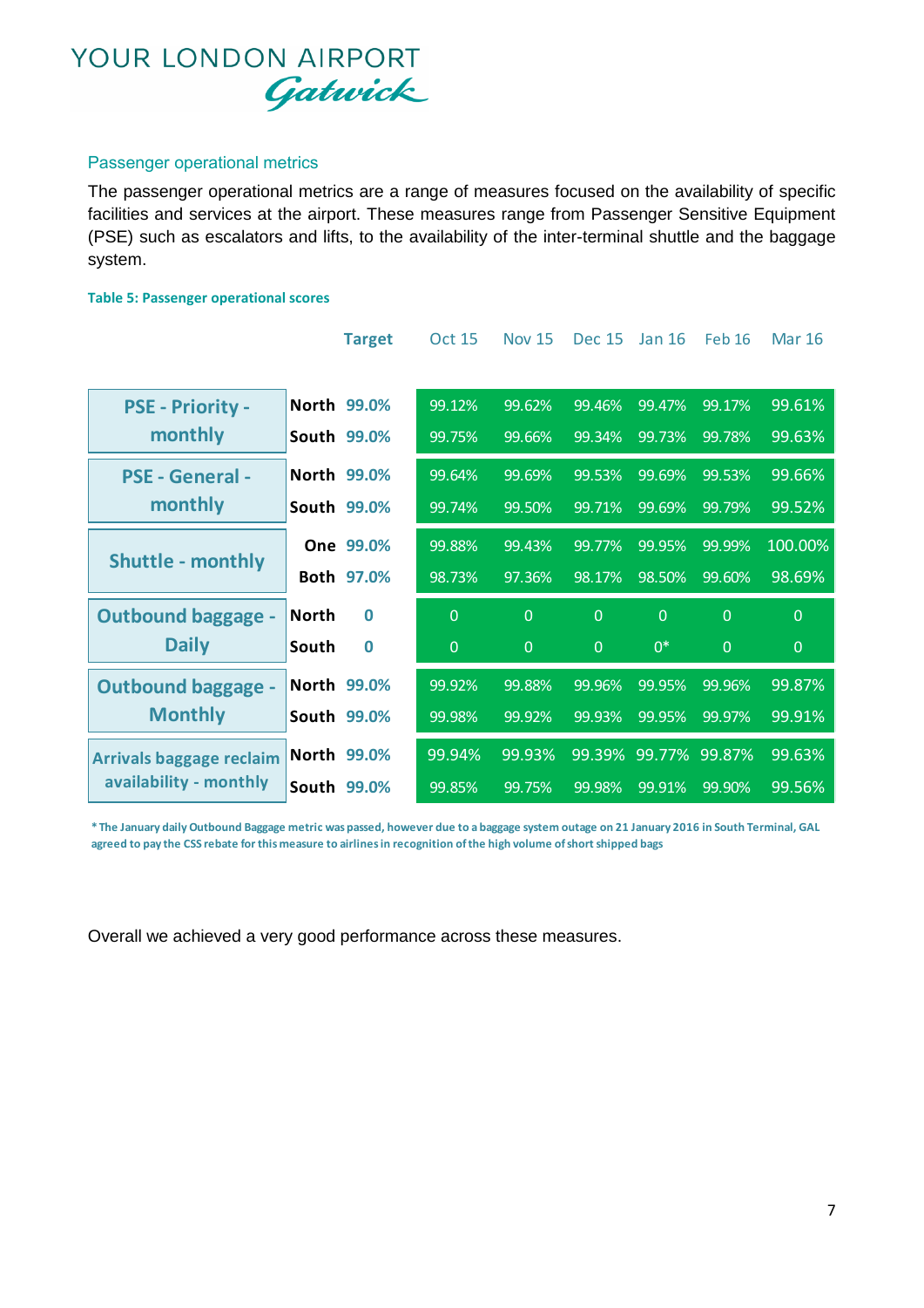## Passenger operational metrics

The passenger operational metrics are a range of measures focused on the availability of specific facilities and services at the airport. These measures range from Passenger Sensitive Equipment (PSE) such as escalators and lifts, to the availability of the inter-terminal shuttle and the baggage system.

**Table 5: Passenger operational scores**

| | | Target | Oct 15 | Nov 15 | Dec 15 | Jan 16 | Feb 16 | Mar 16 |
|---|---|---|---|---|---|---|---|---|
| PSE - Priority - monthly | North | 99.0% | 99.12% | 99.62% | 99.46% | 99.47% | 99.17% | 99.61% |
| | South | 99.0% | 99.75% | 99.66% | 99.34% | 99.73% | 99.78% | 99.63% |
| PSE - General - monthly | North | 99.0% | 99.64% | 99.69% | 99.53% | 99.69% | 99.53% | 99.66% |
| | South | 99.0% | 99.74% | 99.50% | 99.71% | 99.69% | 99.79% | 99.52% |
| Shuttle - monthly | One | 99.0% | 99.88% | 99.43% | 99.77% | 99.95% | 99.99% | 100.00% |
| | Both | 97.0% | 98.73% | 97.36% | 98.17% | 98.50% | 99.60% | 98.69% |
| Outbound baggage - Daily | North | 0 | 0 | 0 | 0 | 0 | 0 | 0 |
| | South | 0 | 0 | 0 | 0 | 0* | 0 | 0 |
| Outbound baggage - Monthly | North | 99.0% | 99.92% | 99.88% | 99.96% | 99.95% | 99.96% | 99.87% |
| | South | 99.0% | 99.98% | 99.92% | 99.93% | 99.95% | 99.97% | 99.91% |
| Arrivals baggage reclaim availability - monthly | North | 99.0% | 99.94% | 99.93% | 99.39% | 99.77% | 99.87% | 99.63% |
| | South | 99.0% | 99.85% | 99.75% | 99.98% | 99.91% | 99.90% | 99.56% |

**\* The January daily Outbound Baggage metric was passed, however due to a baggage system outage on 21 January 2016 in South Terminal, GAL agreed to pay the CSS rebate for this measure to airlines in recognition of the high volume of short shipped bags**

Overall we achieved a very good performance across these measures.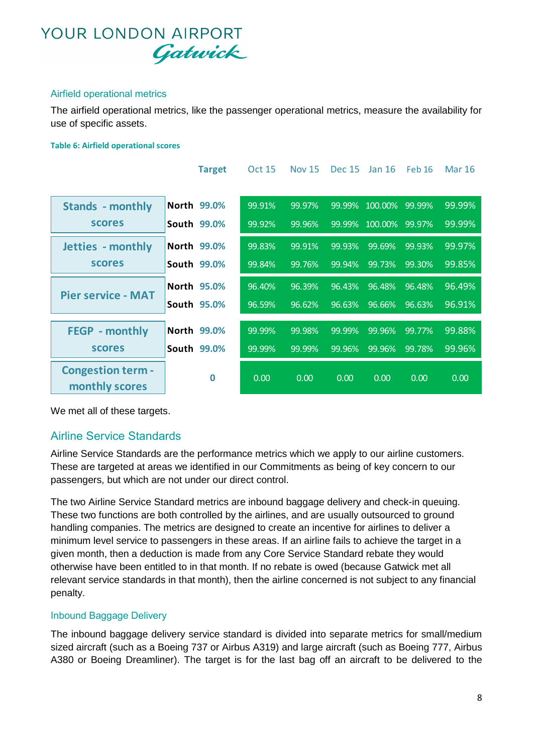### Airfield operational metrics

The airfield operational metrics, like the passenger operational metrics, measure the availability for use of specific assets.

**Table 6: Airfield operational scores**

| | | Target | Oct 15 | Nov 15 | Dec 15 | Jan 16 | Feb 16 | Mar 16 |
|---|---|---|---|---|---|---|---|---|
| Stands - monthly scores | North | 99.0% | 99.91% | 99.97% | 99.99% | 100.00% | 99.99% | 99.99% |
| | South | 99.0% | 99.92% | 99.96% | 99.99% | 100.00% | 99.97% | 99.99% |
| Jetties - monthly scores | North | 99.0% | 99.83% | 99.91% | 99.93% | 99.69% | 99.93% | 99.97% |
| | South | 99.0% | 99.84% | 99.76% | 99.94% | 99.73% | 99.30% | 99.85% |
| Pier service - MAT | North | 95.0% | 96.40% | 96.39% | 96.43% | 96.48% | 96.48% | 96.49% |
| | South | 95.0% | 96.59% | 96.62% | 96.63% | 96.66% | 96.63% | 96.91% |
| FEGP - monthly scores | North | 99.0% | 99.99% | 99.98% | 99.99% | 99.96% | 99.77% | 99.88% |
| | South | 99.0% | 99.99% | 99.99% | 99.96% | 99.96% | 99.78% | 99.96% |
| Congestion term - monthly scores | | 0 | 0.00 | 0.00 | 0.00 | 0.00 | 0.00 | 0.00 |

We met all of these targets.

## Airline Service Standards

Airline Service Standards are the performance metrics which we apply to our airline customers. These are targeted at areas we identified in our Commitments as being of key concern to our passengers, but which are not under our direct control.

The two Airline Service Standard metrics are inbound baggage delivery and check-in queuing. These two functions are both controlled by the airlines, and are usually outsourced to ground handling companies. The metrics are designed to create an incentive for airlines to deliver a minimum level service to passengers in these areas. If an airline fails to achieve the target in a given month, then a deduction is made from any Core Service Standard rebate they would otherwise have been entitled to in that month. If no rebate is owed (because Gatwick met all relevant service standards in that month), then the airline concerned is not subject to any financial penalty.

### Inbound Baggage Delivery

The inbound baggage delivery service standard is divided into separate metrics for small/medium sized aircraft (such as a Boeing 737 or Airbus A319) and large aircraft (such as Boeing 777, Airbus A380 or Boeing Dreamliner). The target is for the last bag off an aircraft to be delivered to the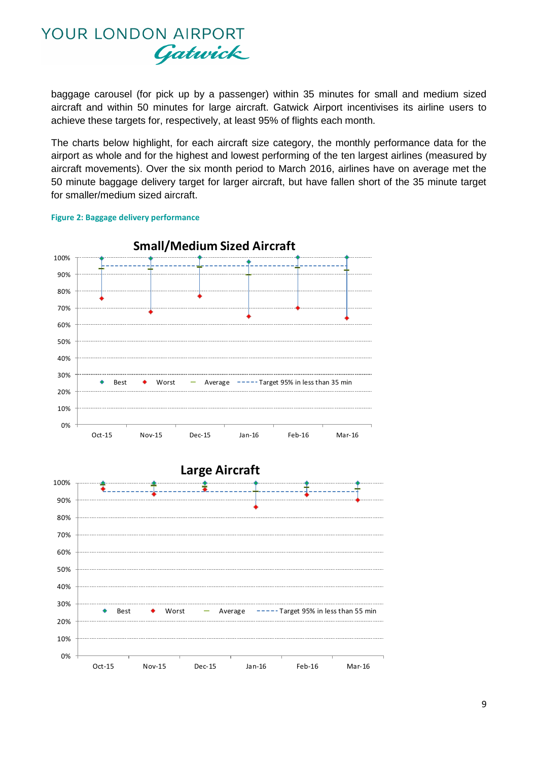baggage carousel (for pick up by a passenger) within 35 minutes for small and medium sized aircraft and within 50 minutes for large aircraft. Gatwick Airport incentivises its airline users to achieve these targets for, respectively, at least 95% of flights each month.

The charts below highlight, for each aircraft size category, the monthly performance data for the airport as whole and for the highest and lowest performing of the ten largest airlines (measured by aircraft movements). Over the six month period to March 2016, airlines have on average met the 50 minute baggage delivery target for larger aircraft, but have fallen short of the 35 minute target for smaller/medium sized aircraft.

**Figure 2: Baggage delivery performance**

**Small/Medium Sized Aircraft**

Legend: Best, Worst, Average, Target 95% in less than 35 min

**Large Aircraft**

Legend: Best, Worst, Average, Target 95% in less than 55 min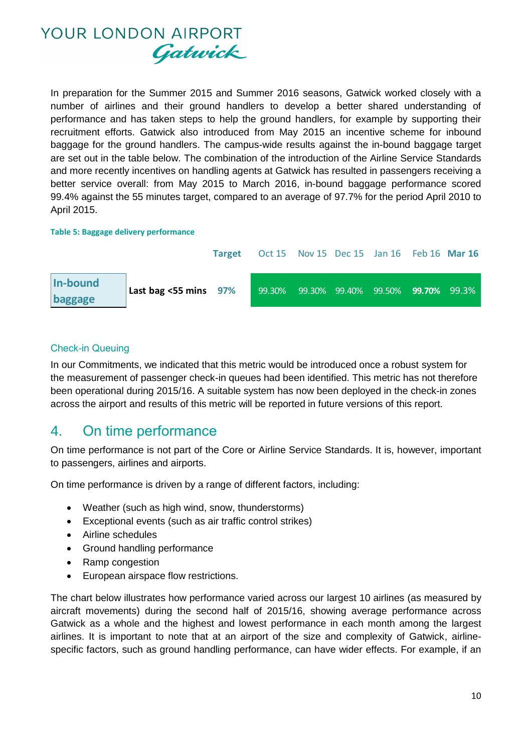In preparation for the Summer 2015 and Summer 2016 seasons, Gatwick worked closely with a number of airlines and their ground handlers to develop a better shared understanding of performance and has taken steps to help the ground handlers, for example by supporting their recruitment efforts. Gatwick also introduced from May 2015 an incentive scheme for inbound baggage for the ground handlers. The campus-wide results against the in-bound baggage target are set out in the table below. The combination of the introduction of the Airline Service Standards and more recently incentives on handling agents at Gatwick has resulted in passengers receiving a better service overall: from May 2015 to March 2016, in-bound baggage performance scored 99.4% against the 55 minutes target, compared to an average of 97.7% for the period April 2010 to April 2015.

**Table 5: Baggage delivery performance**

| | | Target | Oct 15 | Nov 15 | Dec 15 | Jan 16 | Feb 16 | **Mar 16** |
|---|---|---|---|---|---|---|---|---|
| **In-bound baggage** | **Last bag <55 mins** | **97%** | 99.30% | 99.30% | 99.40% | 99.50% | **99.70%** | 99.3% |

### Check-in Queuing

In our Commitments, we indicated that this metric would be introduced once a robust system for the measurement of passenger check-in queues had been identified. This metric has not therefore been operational during 2015/16. A suitable system has now been deployed in the check-in zones across the airport and results of this metric will be reported in future versions of this report.

## 4. On time performance

On time performance is not part of the Core or Airline Service Standards. It is, however, important to passengers, airlines and airports.

On time performance is driven by a range of different factors, including:

- Weather (such as high wind, snow, thunderstorms)
- Exceptional events (such as air traffic control strikes)
- Airline schedules
- Ground handling performance
- Ramp congestion
- European airspace flow restrictions.

The chart below illustrates how performance varied across our largest 10 airlines (as measured by aircraft movements) during the second half of 2015/16, showing average performance across Gatwick as a whole and the highest and lowest performance in each month among the largest airlines. It is important to note that at an airport of the size and complexity of Gatwick, airline-specific factors, such as ground handling performance, can have wider effects. For example, if an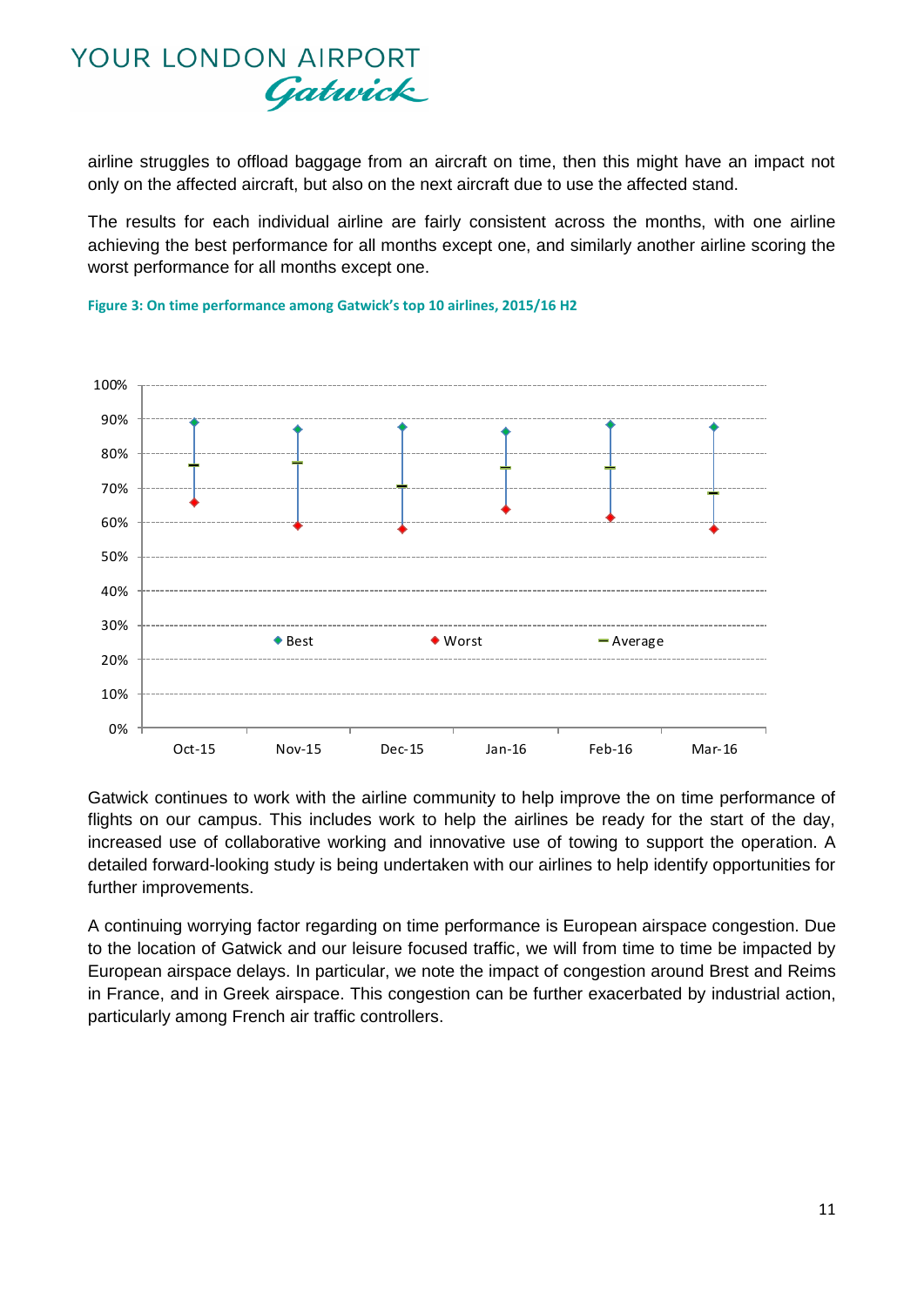airline struggles to offload baggage from an aircraft on time, then this might have an impact not only on the affected aircraft, but also on the next aircraft due to use the affected stand.

The results for each individual airline are fairly consistent across the months, with one airline achieving the best performance for all months except one, and similarly another airline scoring the worst performance for all months except one.

**Figure 3: On time performance among Gatwick's top 10 airlines, 2015/16 H2**

100%
90%
80%
70%
60%
50%
40%
30%
20%
10%
0%

Best
Worst
Average

Oct-15
Nov-15
Dec-15
Jan-16
Feb-16
Mar-16

Gatwick continues to work with the airline community to help improve the on time performance of flights on our campus. This includes work to help the airlines be ready for the start of the day, increased use of collaborative working and innovative use of towing to support the operation. A detailed forward-looking study is being undertaken with our airlines to help identify opportunities for further improvements.

A continuing worrying factor regarding on time performance is European airspace congestion. Due to the location of Gatwick and our leisure focused traffic, we will from time to time be impacted by European airspace delays. In particular, we note the impact of congestion around Brest and Reims in France, and in Greek airspace. This congestion can be further exacerbated by industrial action, particularly among French air traffic controllers.